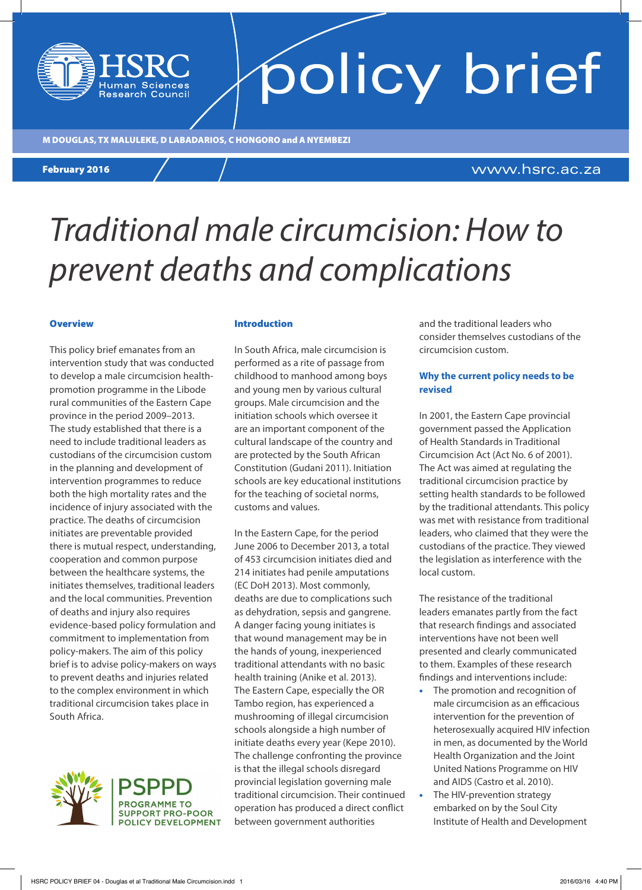HSRC Human Sciences Research Council

# policy brief

**M DOUGLAS, TX MALULEKE, D LABADARIOS, C HONGORO and A NYEMBEZI**

**February 2016**

www.hsrc.ac.za

# *Traditional male circumcision: How to prevent deaths and complications*

## Overview

This policy brief emanates from an intervention study that was conducted to develop a male circumcision health-promotion programme in the Libode rural communities of the Eastern Cape province in the period 2009–2013. The study established that there is a need to include traditional leaders as custodians of the circumcision custom in the planning and development of intervention programmes to reduce both the high mortality rates and the incidence of injury associated with the practice. The deaths of circumcision initiates are preventable provided there is mutual respect, understanding, cooperation and common purpose between the healthcare systems, the initiates themselves, traditional leaders and the local communities. Prevention of deaths and injury also requires evidence-based policy formulation and commitment to implementation from policy-makers. The aim of this policy brief is to advise policy-makers on ways to prevent deaths and injuries related to the complex environment in which traditional circumcision takes place in South Africa.

PSPPD PROGRAMME TO SUPPORT PRO-POOR POLICY DEVELOPMENT

## Introduction

In South Africa, male circumcision is performed as a rite of passage from childhood to manhood among boys and young men by various cultural groups. Male circumcision and the initiation schools which oversee it are an important component of the cultural landscape of the country and are protected by the South African Constitution (Gudani 2011). Initiation schools are key educational institutions for the teaching of societal norms, customs and values.

In the Eastern Cape, for the period June 2006 to December 2013, a total of 453 circumcision initiates died and 214 initiates had penile amputations (EC DoH 2013). Most commonly, deaths are due to complications such as dehydration, sepsis and gangrene. A danger facing young initiates is that wound management may be in the hands of young, inexperienced traditional attendants with no basic health training (Anike et al. 2013). The Eastern Cape, especially the OR Tambo region, has experienced a mushrooming of illegal circumcision schools alongside a high number of initiate deaths every year (Kepe 2010). The challenge confronting the province is that the illegal schools disregard provincial legislation governing male traditional circumcision. Their continued operation has produced a direct conflict between government authorities and the traditional leaders who consider themselves custodians of the circumcision custom.

## Why the current policy needs to be revised

In 2001, the Eastern Cape provincial government passed the Application of Health Standards in Traditional Circumcision Act (Act No. 6 of 2001). The Act was aimed at regulating the traditional circumcision practice by setting health standards to be followed by the traditional attendants. This policy was met with resistance from traditional leaders, who claimed that they were the custodians of the practice. They viewed the legislation as interference with the local custom.

The resistance of the traditional leaders emanates partly from the fact that research findings and associated interventions have not been well presented and clearly communicated to them. Examples of these research findings and interventions include:

- The promotion and recognition of male circumcision as an efficacious intervention for the prevention of heterosexually acquired HIV infection in men, as documented by the World Health Organization and the Joint United Nations Programme on HIV and AIDS (Castro et al. 2010).
- The HIV-prevention strategy embarked on by the Soul City Institute of Health and Development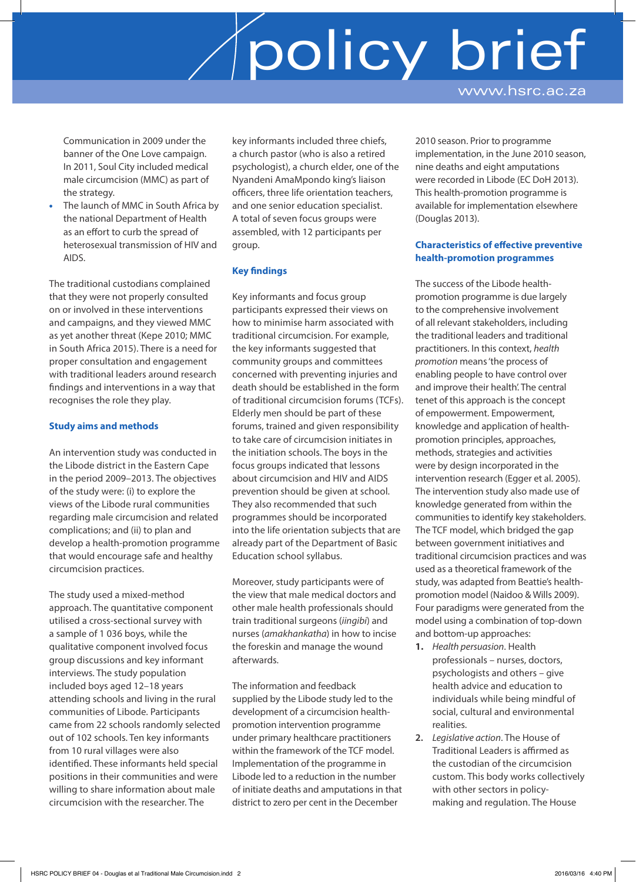Communication in 2009 under the banner of the One Love campaign. In 2011, Soul City included medical male circumcision (MMC) as part of the strategy.
- The launch of MMC in South Africa by the national Department of Health as an effort to curb the spread of heterosexual transmission of HIV and AIDS.

The traditional custodians complained that they were not properly consulted on or involved in these interventions and campaigns, and they viewed MMC as yet another threat (Kepe 2010; MMC in South Africa 2015). There is a need for proper consultation and engagement with traditional leaders around research findings and interventions in a way that recognises the role they play.

### Study aims and methods

An intervention study was conducted in the Libode district in the Eastern Cape in the period 2009–2013. The objectives of the study were: (i) to explore the views of the Libode rural communities regarding male circumcision and related complications; and (ii) to plan and develop a health-promotion programme that would encourage safe and healthy circumcision practices.

The study used a mixed-method approach. The quantitative component utilised a cross-sectional survey with a sample of 1 036 boys, while the qualitative component involved focus group discussions and key informant interviews. The study population included boys aged 12–18 years attending schools and living in the rural communities of Libode. Participants came from 22 schools randomly selected out of 102 schools. Ten key informants from 10 rural villages were also identified. These informants held special positions in their communities and were willing to share information about male circumcision with the researcher. The key informants included three chiefs, a church pastor (who is also a retired psychologist), a church elder, one of the Nyandeni AmaMpondo king's liaison officers, three life orientation teachers, and one senior education specialist. A total of seven focus groups were assembled, with 12 participants per group.

### Key findings

Key informants and focus group participants expressed their views on how to minimise harm associated with traditional circumcision. For example, the key informants suggested that community groups and committees concerned with preventing injuries and death should be established in the form of traditional circumcision forums (TCFs). Elderly men should be part of these forums, trained and given responsibility to take care of circumcision initiates in the initiation schools. The boys in the focus groups indicated that lessons about circumcision and HIV and AIDS prevention should be given at school. They also recommended that such programmes should be incorporated into the life orientation subjects that are already part of the Department of Basic Education school syllabus.

Moreover, study participants were of the view that male medical doctors and other male health professionals should train traditional surgeons (*iingibi*) and nurses (*amakhankatha*) in how to incise the foreskin and manage the wound afterwards.

The information and feedback supplied by the Libode study led to the development of a circumcision health-promotion intervention programme under primary healthcare practitioners within the framework of the TCF model. Implementation of the programme in Libode led to a reduction in the number of initiate deaths and amputations in that district to zero per cent in the December 2010 season. Prior to programme implementation, in the June 2010 season, nine deaths and eight amputations were recorded in Libode (EC DoH 2013). This health-promotion programme is available for implementation elsewhere (Douglas 2013).

### Characteristics of effective preventive health-promotion programmes

The success of the Libode health-promotion programme is due largely to the comprehensive involvement of all relevant stakeholders, including the traditional leaders and traditional practitioners. In this context, *health promotion* means 'the process of enabling people to have control over and improve their health'. The central tenet of this approach is the concept of empowerment. Empowerment, knowledge and application of health-promotion principles, approaches, methods, strategies and activities were by design incorporated in the intervention research (Egger et al. 2005). The intervention study also made use of knowledge generated from within the communities to identify key stakeholders. The TCF model, which bridged the gap between government initiatives and traditional circumcision practices and was used as a theoretical framework of the study, was adapted from Beattie's health-promotion model (Naidoo & Wills 2009). Four paradigms were generated from the model using a combination of top-down and bottom-up approaches:

1. *Health persuasion*. Health professionals – nurses, doctors, psychologists and others – give health advice and education to individuals while being mindful of social, cultural and environmental realities.
2. *Legislative action*. The House of Traditional Leaders is affirmed as the custodian of the circumcision custom. This body works collectively with other sectors in policy-making and regulation. The House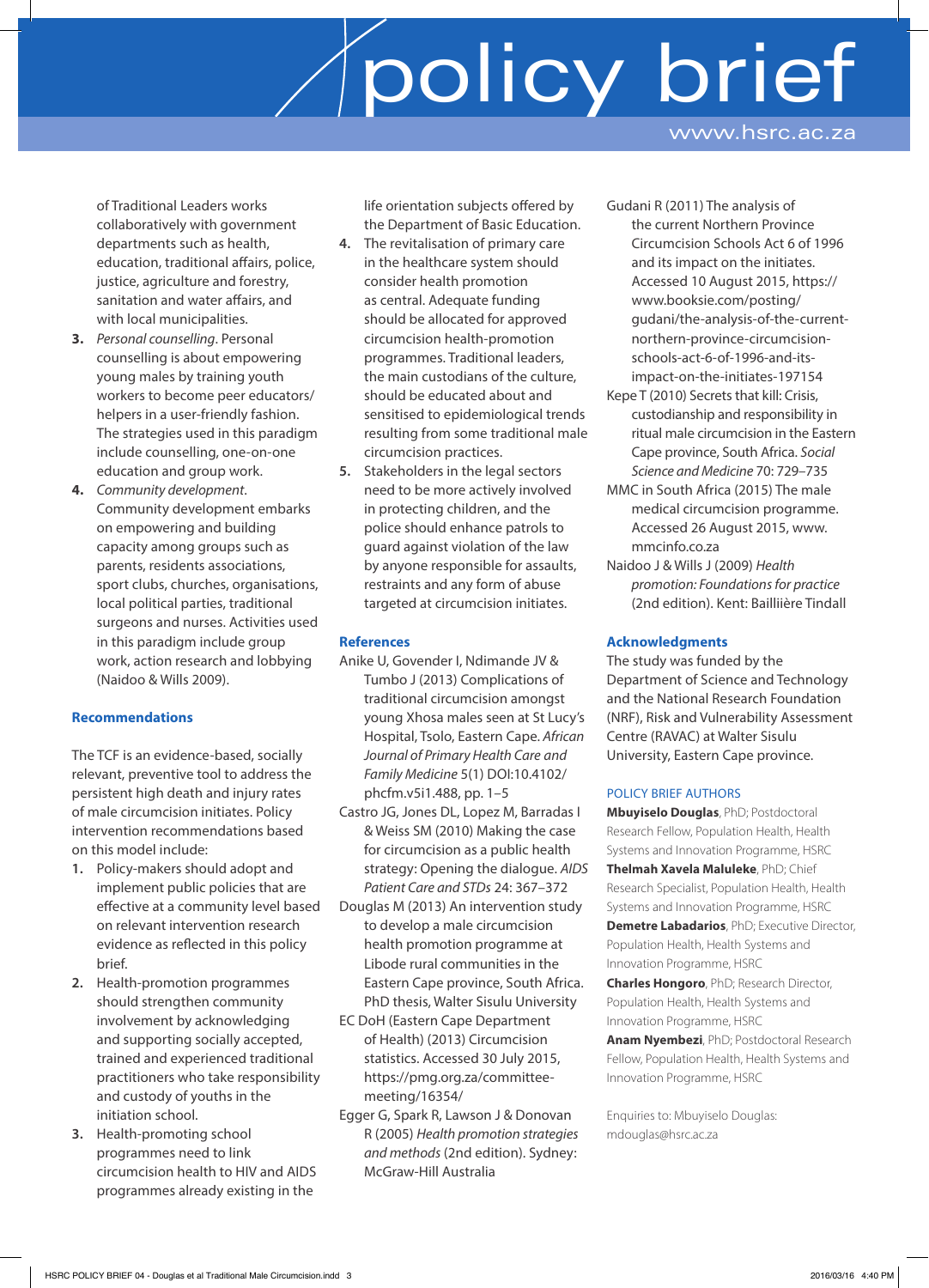of Traditional Leaders works collaboratively with government departments such as health, education, traditional affairs, police, justice, agriculture and forestry, sanitation and water affairs, and with local municipalities.

3. *Personal counselling*. Personal counselling is about empowering young males by training youth workers to become peer educators/helpers in a user-friendly fashion. The strategies used in this paradigm include counselling, one-on-one education and group work.
4. *Community development*. Community development embarks on empowering and building capacity among groups such as parents, residents associations, sport clubs, churches, organisations, local political parties, traditional surgeons and nurses. Activities used in this paradigm include group work, action research and lobbying (Naidoo & Wills 2009).

## Recommendations

The TCF is an evidence-based, socially relevant, preventive tool to address the persistent high death and injury rates of male circumcision initiates. Policy intervention recommendations based on this model include:

1. Policy-makers should adopt and implement public policies that are effective at a community level based on relevant intervention research evidence as reflected in this policy brief.
2. Health-promotion programmes should strengthen community involvement by acknowledging and supporting socially accepted, trained and experienced traditional practitioners who take responsibility and custody of youths in the initiation school.
3. Health-promoting school programmes need to link circumcision health to HIV and AIDS programmes already existing in the life orientation subjects offered by the Department of Basic Education.
4. The revitalisation of primary care in the healthcare system should consider health promotion as central. Adequate funding should be allocated for approved circumcision health-promotion programmes. Traditional leaders, the main custodians of the culture, should be educated about and sensitised to epidemiological trends resulting from some traditional male circumcision practices.
5. Stakeholders in the legal sectors need to be more actively involved in protecting children, and the police should enhance patrols to guard against violation of the law by anyone responsible for assaults, restraints and any form of abuse targeted at circumcision initiates.

## References

Anike U, Govender I, Ndimande JV & Tumbo J (2013) Complications of traditional circumcision amongst young Xhosa males seen at St Lucy's Hospital, Tsolo, Eastern Cape. *African Journal of Primary Health Care and Family Medicine* 5(1) DOI:10.4102/phcfm.v5i1.488, pp. 1–5

Castro JG, Jones DL, Lopez M, Barradas I & Weiss SM (2010) Making the case for circumcision as a public health strategy: Opening the dialogue. *AIDS Patient Care and STDs* 24: 367–372

Douglas M (2013) An intervention study to develop a male circumcision health promotion programme at Libode rural communities in the Eastern Cape province, South Africa. PhD thesis, Walter Sisulu University

EC DoH (Eastern Cape Department of Health) (2013) Circumcision statistics. Accessed 30 July 2015, https://pmg.org.za/committee-meeting/16354/

Egger G, Spark R, Lawson J & Donovan R (2005) *Health promotion strategies and methods* (2nd edition). Sydney: McGraw-Hill Australia

Gudani R (2011) The analysis of the current Northern Province Circumcision Schools Act 6 of 1996 and its impact on the initiates. Accessed 10 August 2015, https://www.booksie.com/posting/gudani/the-analysis-of-the-current-northern-province-circumcision-schools-act-6-of-1996-and-its-impact-on-the-initiates-197154

Kepe T (2010) Secrets that kill: Crisis, custodianship and responsibility in ritual male circumcision in the Eastern Cape province, South Africa. *Social Science and Medicine* 70: 729–735

MMC in South Africa (2015) The male medical circumcision programme. Accessed 26 August 2015, www.mmcinfo.co.za

Naidoo J & Wills J (2009) *Health promotion: Foundations for practice* (2nd edition). Kent: Bailliière Tindall

## Acknowledgments

The study was funded by the Department of Science and Technology and the National Research Foundation (NRF), Risk and Vulnerability Assessment Centre (RAVAC) at Walter Sisulu University, Eastern Cape province.

### POLICY BRIEF AUTHORS

**Mbuyiselo Douglas**, PhD; Postdoctoral Research Fellow, Population Health, Health Systems and Innovation Programme, HSRC

**Thelmah Xavela Maluleke**, PhD; Chief Research Specialist, Population Health, Health Systems and Innovation Programme, HSRC

**Demetre Labadarios**, PhD; Executive Director, Population Health, Health Systems and Innovation Programme, HSRC

**Charles Hongoro**, PhD; Research Director, Population Health, Health Systems and Innovation Programme, HSRC

**Anam Nyembezi**, PhD; Postdoctoral Research Fellow, Population Health, Health Systems and Innovation Programme, HSRC

Enquiries to: Mbuyiselo Douglas: mdouglas@hsrc.ac.za